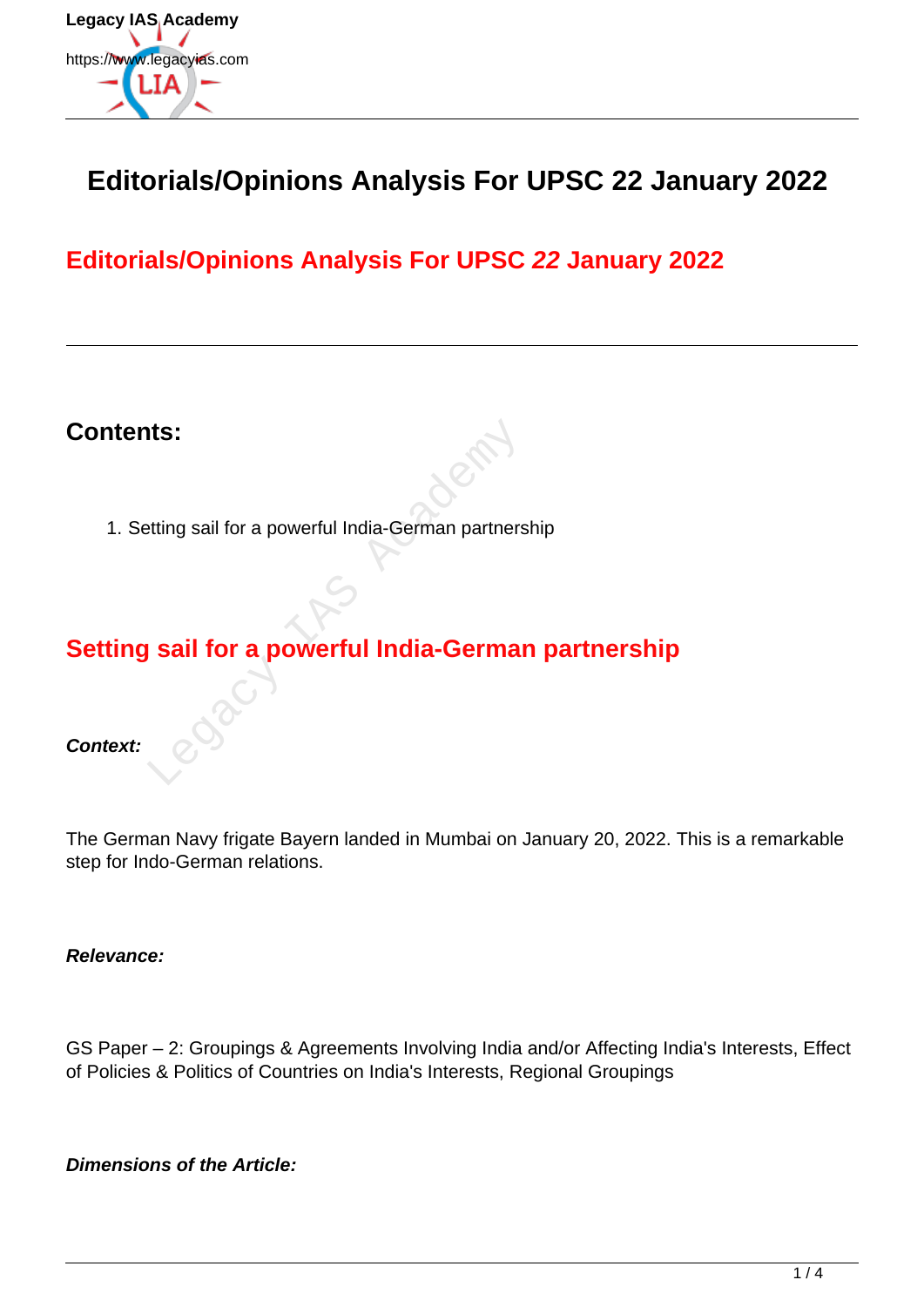# Editorials/Opinions Analysis For UPSC 22 January 2022

## Editorials/Opinions Analysis For UPSC *22* January 2022

---

## Contents:

1. Setting sail for a powerful India-German partnership

## Setting sail for a powerful India-German partnership

***Context:***

The German Navy frigate Bayern landed in Mumbai on January 20, 2022. This is a remarkable step for Indo-German relations.

***Relevance:***

GS Paper – 2: Groupings & Agreements Involving India and/or Affecting India's Interests, Effect of Policies & Politics of Countries on India's Interests, Regional Groupings

***Dimensions of the Article:***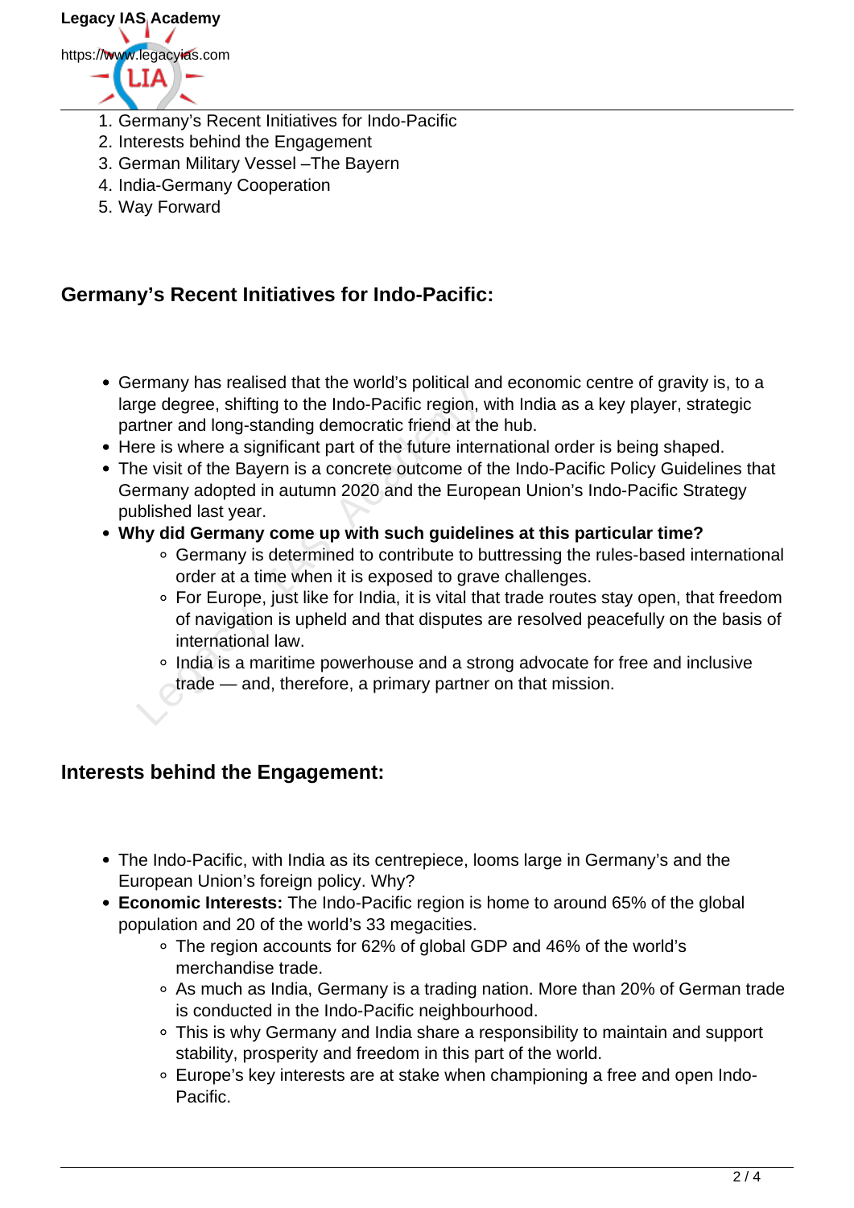1. Germany's Recent Initiatives for Indo-Pacific
2. Interests behind the Engagement
3. German Military Vessel –The Bayern
4. India-Germany Cooperation
5. Way Forward

## Germany's Recent Initiatives for Indo-Pacific:

- Germany has realised that the world's political and economic centre of gravity is, to a large degree, shifting to the Indo-Pacific region, with India as a key player, strategic partner and long-standing democratic friend at the hub.
- Here is where a significant part of the future international order is being shaped.
- The visit of the Bayern is a concrete outcome of the Indo-Pacific Policy Guidelines that Germany adopted in autumn 2020 and the European Union's Indo-Pacific Strategy published last year.
- **Why did Germany come up with such guidelines at this particular time?**
  - Germany is determined to contribute to buttressing the rules-based international order at a time when it is exposed to grave challenges.
  - For Europe, just like for India, it is vital that trade routes stay open, that freedom of navigation is upheld and that disputes are resolved peacefully on the basis of international law.
  - India is a maritime powerhouse and a strong advocate for free and inclusive trade — and, therefore, a primary partner on that mission.

## Interests behind the Engagement:

- The Indo-Pacific, with India as its centrepiece, looms large in Germany's and the European Union's foreign policy. Why?
- **Economic Interests:** The Indo-Pacific region is home to around 65% of the global population and 20 of the world's 33 megacities.
  - The region accounts for 62% of global GDP and 46% of the world's merchandise trade.
  - As much as India, Germany is a trading nation. More than 20% of German trade is conducted in the Indo-Pacific neighbourhood.
  - This is why Germany and India share a responsibility to maintain and support stability, prosperity and freedom in this part of the world.
  - Europe's key interests are at stake when championing a free and open Indo-Pacific.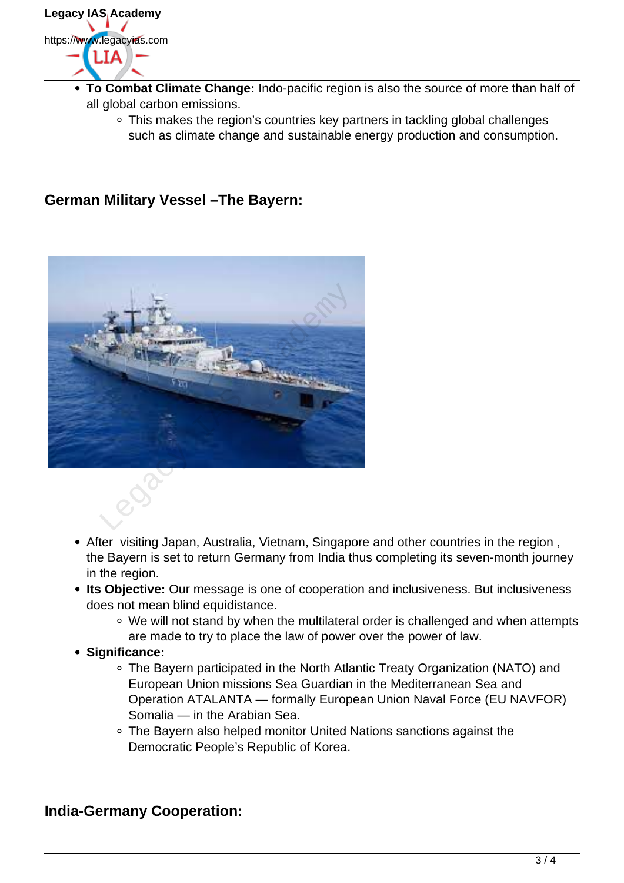- **To Combat Climate Change:** Indo-pacific region is also the source of more than half of all global carbon emissions.
  - This makes the region's countries key partners in tackling global challenges such as climate change and sustainable energy production and consumption.

## German Military Vessel –The Bayern:

- After visiting Japan, Australia, Vietnam, Singapore and other countries in the region , the Bayern is set to return Germany from India thus completing its seven-month journey in the region.
- **Its Objective:** Our message is one of cooperation and inclusiveness. But inclusiveness does not mean blind equidistance.
  - We will not stand by when the multilateral order is challenged and when attempts are made to try to place the law of power over the power of law.
- **Significance:**
  - The Bayern participated in the North Atlantic Treaty Organization (NATO) and European Union missions Sea Guardian in the Mediterranean Sea and Operation ATALANTA — formally European Union Naval Force (EU NAVFOR) Somalia — in the Arabian Sea.
  - The Bayern also helped monitor United Nations sanctions against the Democratic People's Republic of Korea.

## India-Germany Cooperation: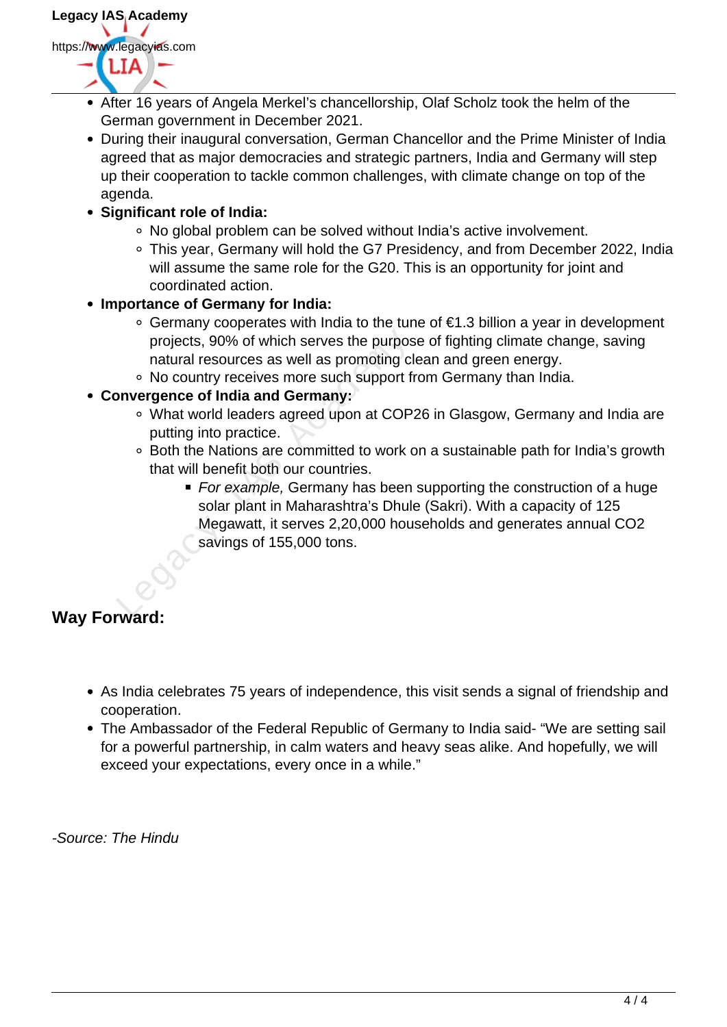- After 16 years of Angela Merkel's chancellorship, Olaf Scholz took the helm of the German government in December 2021.
- During their inaugural conversation, German Chancellor and the Prime Minister of India agreed that as major democracies and strategic partners, India and Germany will step up their cooperation to tackle common challenges, with climate change on top of the agenda.
- **Significant role of India:**
  - No global problem can be solved without India's active involvement.
  - This year, Germany will hold the G7 Presidency, and from December 2022, India will assume the same role for the G20. This is an opportunity for joint and coordinated action.
- **Importance of Germany for India:**
  - Germany cooperates with India to the tune of €1.3 billion a year in development projects, 90% of which serves the purpose of fighting climate change, saving natural resources as well as promoting clean and green energy.
  - No country receives more such support from Germany than India.
- **Convergence of India and Germany:**
  - What world leaders agreed upon at COP26 in Glasgow, Germany and India are putting into practice.
  - Both the Nations are committed to work on a sustainable path for India's growth that will benefit both our countries.
    - *For example,* Germany has been supporting the construction of a huge solar plant in Maharashtra's Dhule (Sakri). With a capacity of 125 Megawatt, it serves 2,20,000 households and generates annual $CO_2$ savings of 155,000 tons.

## Way Forward:

- As India celebrates 75 years of independence, this visit sends a signal of friendship and cooperation.
- The Ambassador of the Federal Republic of Germany to India said- "We are setting sail for a powerful partnership, in calm waters and heavy seas alike. And hopefully, we will exceed your expectations, every once in a while."

*-Source: The Hindu*